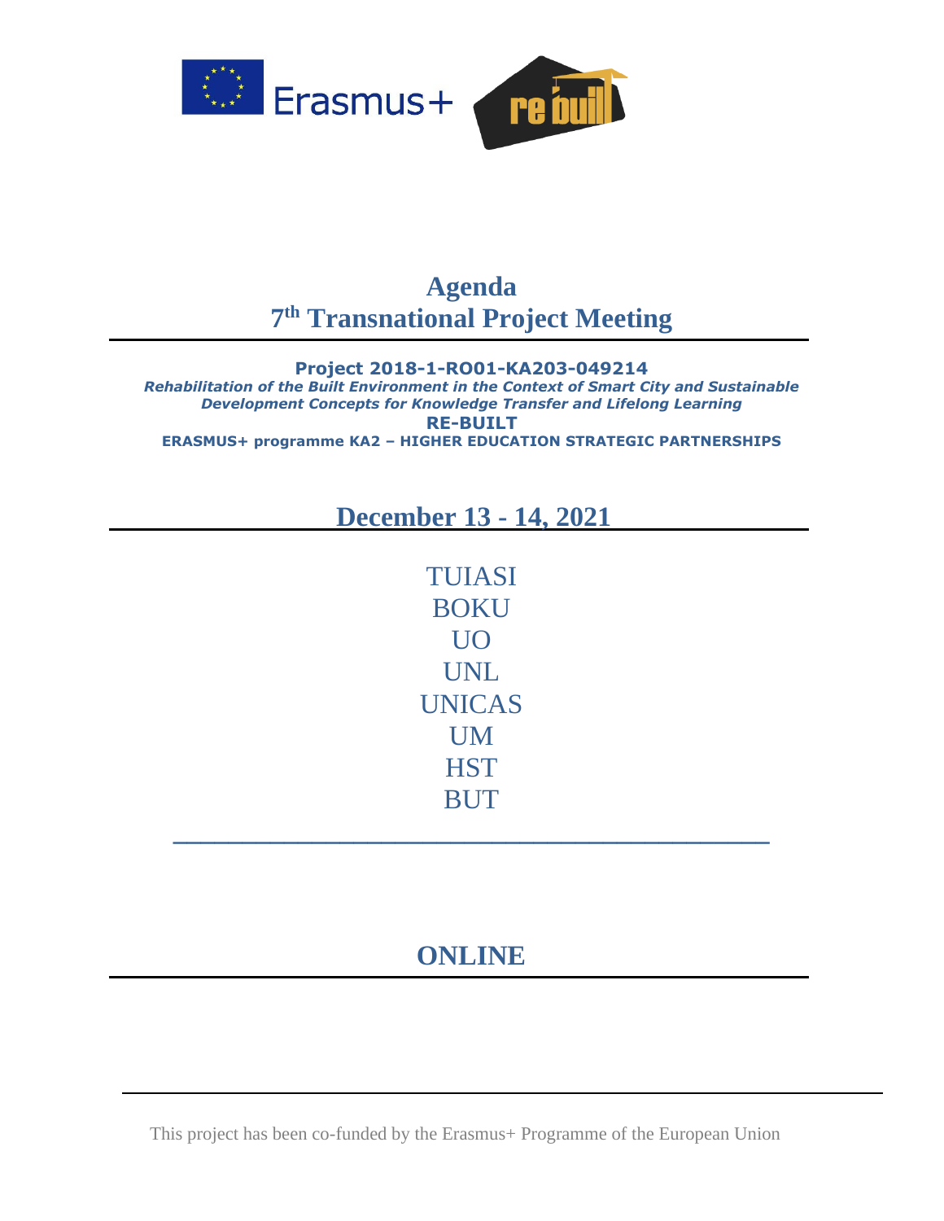# Agenda
# 7th Transnational Project Meeting

**Project 2018-1-RO01-KA203-049214**

***Rehabilitation of the Built Environment in the Context of Smart City and Sustainable Development Concepts for Knowledge Transfer and Lifelong Learning***

**RE-BUILT**

**ERASMUS+ programme KA2 – HIGHER EDUCATION STRATEGIC PARTNERSHIPS**

## December 13 - 14, 2021

TUIASI
BOKU
UO
UNL
UNICAS
UM
HST
BUT

## ONLINE

This project has been co-funded by the Erasmus+ Programme of the European Union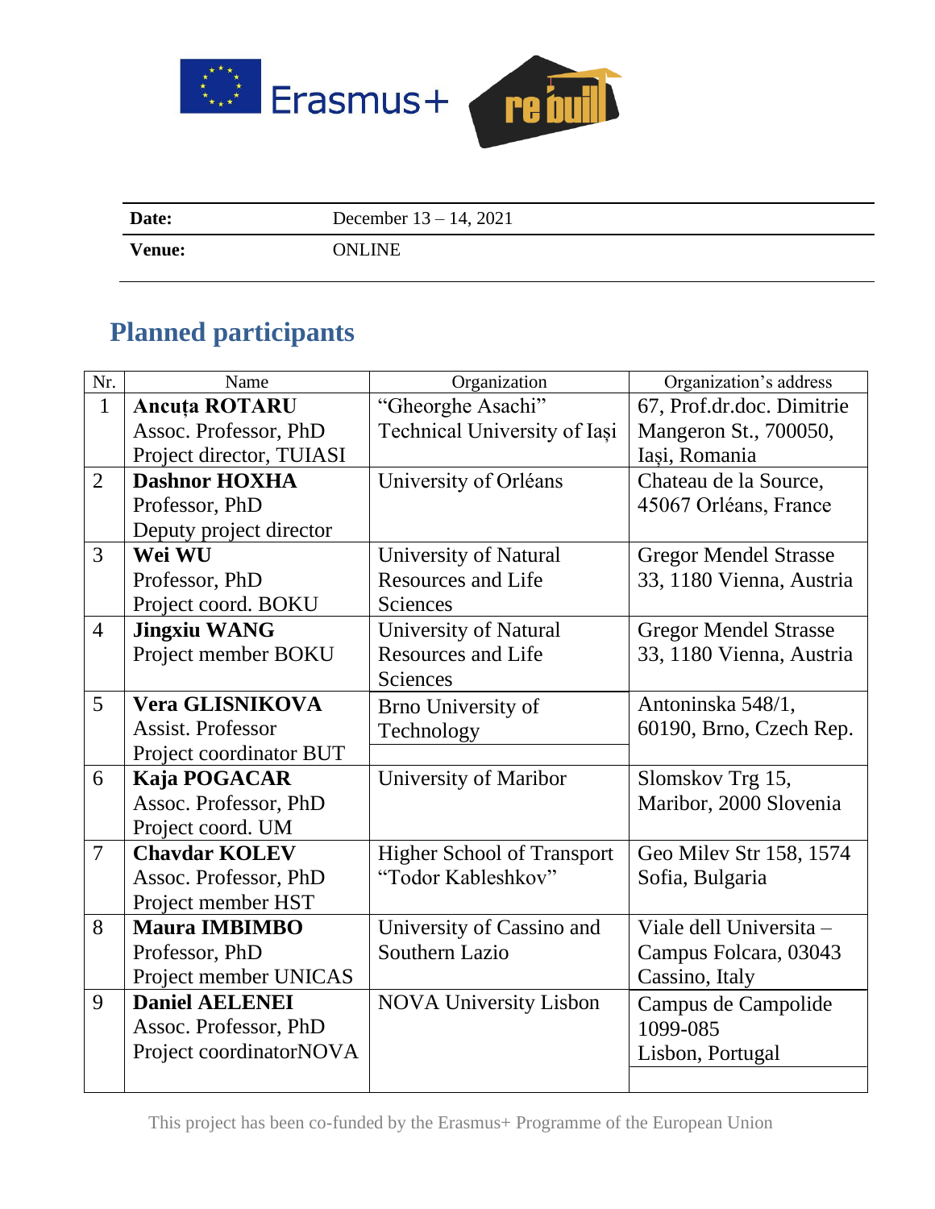| Date: | December 13 – 14, 2021 |
|---|---|
| Venue: | ONLINE |

## Planned participants

| Nr. | Name | Organization | Organization's address |
|---|---|---|---|
| 1 | **Ancuța ROTARU**<br>Assoc. Professor, PhD<br>Project director, TUIASI | "Gheorghe Asachi" Technical University of Iași | 67, Prof.dr.doc. Dimitrie Mangeron St., 700050, Iași, Romania |
| 2 | **Dashnor HOXHA**<br>Professor, PhD<br>Deputy project director | University of Orléans | Chateau de la Source, 45067 Orléans, France |
| 3 | **Wei WU**<br>Professor, PhD<br>Project coord. BOKU | University of Natural Resources and Life Sciences | Gregor Mendel Strasse 33, 1180 Vienna, Austria |
| 4 | **Jingxiu WANG**<br>Project member BOKU | University of Natural Resources and Life Sciences | Gregor Mendel Strasse 33, 1180 Vienna, Austria |
| 5 | **Vera GLISNIKOVA**<br>Assist. Professor<br>Project coordinator BUT | Brno University of Technology | Antoninska 548/1, 60190, Brno, Czech Rep. |
| 6 | **Kaja POGACAR**<br>Assoc. Professor, PhD<br>Project coord. UM | University of Maribor | Slomskov Trg 15, Maribor, 2000 Slovenia |
| 7 | **Chavdar KOLEV**<br>Assoc. Professor, PhD<br>Project member HST | Higher School of Transport "Todor Kableshkov" | Geo Milev Str 158, 1574 Sofia, Bulgaria |
| 8 | **Maura IMBIMBO**<br>Professor, PhD<br>Project member UNICAS | University of Cassino and Southern Lazio | Viale dell Universita – Campus Folcara, 03043 Cassino, Italy |
| 9 | **Daniel AELENEI**<br>Assoc. Professor, PhD<br>Project coordinatorNOVA | NOVA University Lisbon | Campus de Campolide 1099-085 Lisbon, Portugal |

This project has been co-funded by the Erasmus+ Programme of the European Union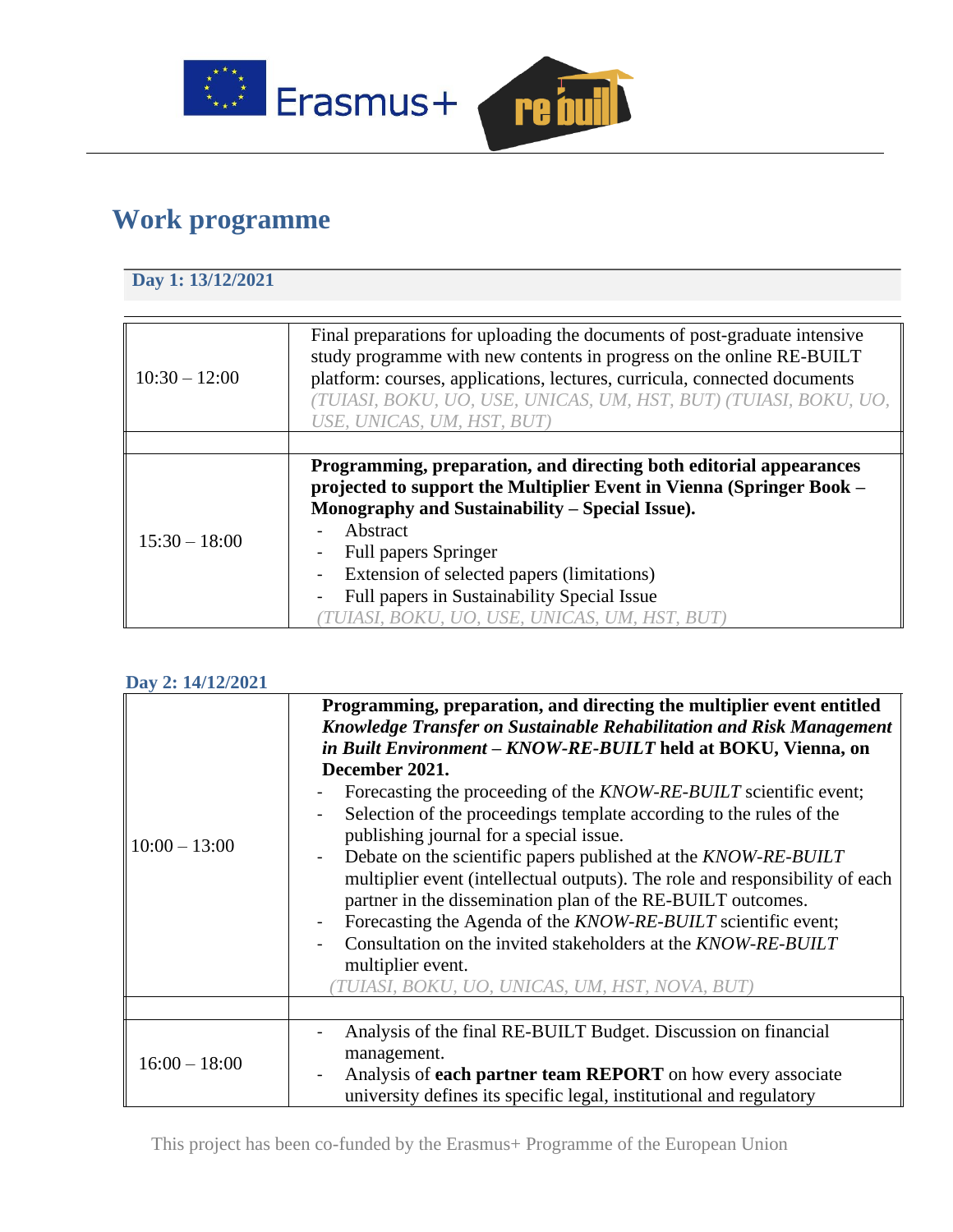# Work programme

## Day 1: 13/12/2021

| | |
|---|---|
| 10:30 – 12:00 | Final preparations for uploading the documents of post-graduate intensive study programme with new contents in progress on the online RE-BUILT platform: courses, applications, lectures, curricula, connected documents *(TUIASI, BOKU, UO, USE, UNICAS, UM, HST, BUT) (TUIASI, BOKU, UO, USE, UNICAS, UM, HST, BUT)* |
| | |
| 15:30 – 18:00 | **Programming, preparation, and directing both editorial appearances projected to support the Multiplier Event in Vienna (Springer Book – Monography and Sustainability – Special Issue).**<br>- Abstract<br>- Full papers Springer<br>- Extension of selected papers (limitations)<br>- Full papers in Sustainability Special Issue<br>*(TUIASI, BOKU, UO, USE, UNICAS, UM, HST, BUT)* |

## Day 2: 14/12/2021

| | |
|---|---|
| 10:00 – 13:00 | **Programming, preparation, and directing the multiplier event entitled *Knowledge Transfer on Sustainable Rehabilitation and Risk Management in Built Environment – KNOW-RE-BUILT* held at BOKU, Vienna, on December 2021.**<br>- Forecasting the proceeding of the *KNOW-RE-BUILT* scientific event;<br>- Selection of the proceedings template according to the rules of the publishing journal for a special issue.<br>- Debate on the scientific papers published at the *KNOW-RE-BUILT* multiplier event (intellectual outputs). The role and responsibility of each partner in the dissemination plan of the RE-BUILT outcomes.<br>- Forecasting the Agenda of the *KNOW-RE-BUILT* scientific event;<br>- Consultation on the invited stakeholders at the *KNOW-RE-BUILT* multiplier event.<br>*(TUIASI, BOKU, UO, UNICAS, UM, HST, NOVA, BUT)* |
| | |
| 16:00 – 18:00 | - Analysis of the final RE-BUILT Budget. Discussion on financial management.<br>- Analysis of **each partner team REPORT** on how every associate university defines its specific legal, institutional and regulatory |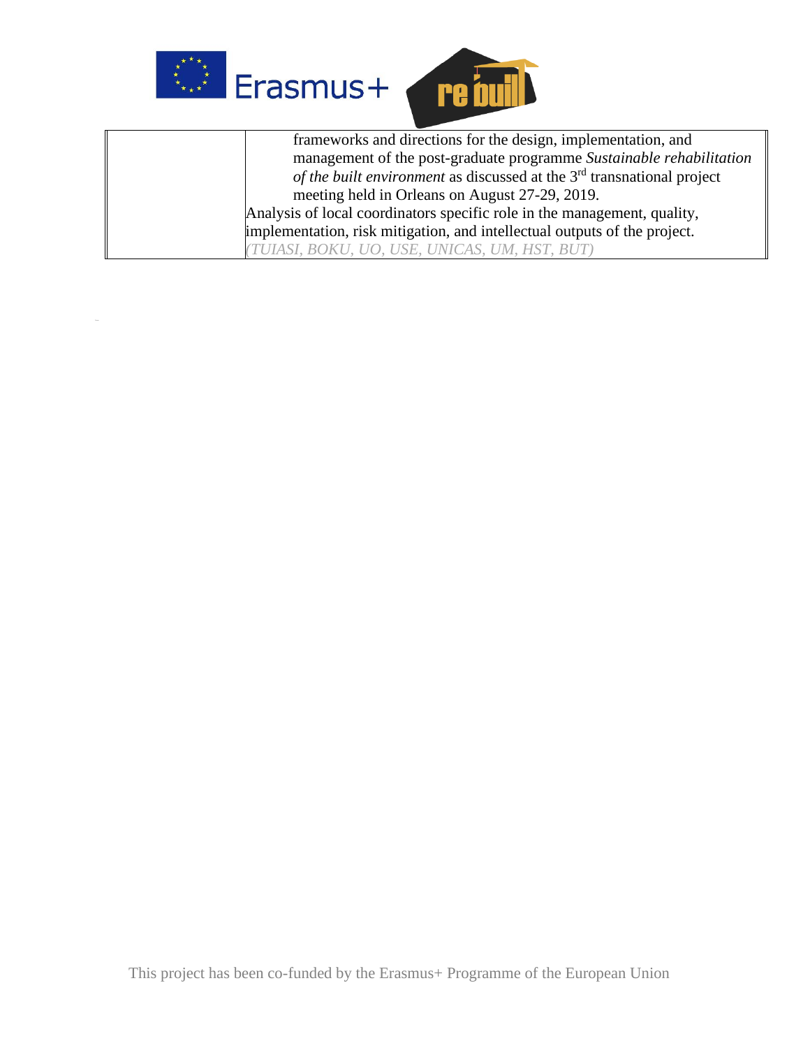| | |
|---|---|
| | frameworks and directions for the design, implementation, and management of the post-graduate programme *Sustainable rehabilitation of the built environment* as discussed at the 3rd transnational project meeting held in Orleans on August 27-29, 2019.<br>Analysis of local coordinators specific role in the management, quality, implementation, risk mitigation, and intellectual outputs of the project.<br>*(TUIASI, BOKU, UO, USE, UNICAS, UM, HST, BUT)* |

This project has been co-funded by the Erasmus+ Programme of the European Union